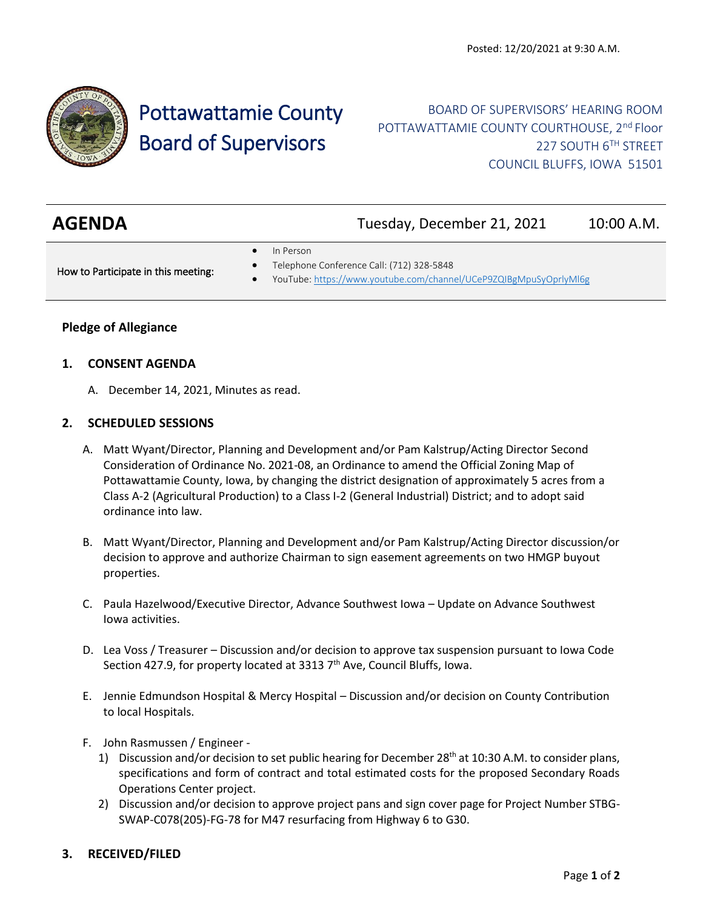Posted: 12/20/2021 at 9:30 A.M.

# Pottawattamie County Board of Supervisors

BOARD OF SUPERVISORS' HEARING ROOM
POTTAWATTAMIE COUNTY COURTHOUSE, 2nd Floor
227 SOUTH 6TH STREET
COUNCIL BLUFFS, IOWA 51501

## AGENDA — Tuesday, December 21, 2021 — 10:00 A.M.

How to Participate in this meeting:

- In Person
- Telephone Conference Call: (712) 328-5848
- YouTube: https://www.youtube.com/channel/UCeP9ZQIBgMpuSyOprlyMl6g

**Pledge of Allegiance**

### 1. CONSENT AGENDA

A. December 14, 2021, Minutes as read.

### 2. SCHEDULED SESSIONS

A. Matt Wyant/Director, Planning and Development and/or Pam Kalstrup/Acting Director Second Consideration of Ordinance No. 2021-08, an Ordinance to amend the Official Zoning Map of Pottawattamie County, Iowa, by changing the district designation of approximately 5 acres from a Class A-2 (Agricultural Production) to a Class I-2 (General Industrial) District; and to adopt said ordinance into law.

B. Matt Wyant/Director, Planning and Development and/or Pam Kalstrup/Acting Director discussion/or decision to approve and authorize Chairman to sign easement agreements on two HMGP buyout properties.

C. Paula Hazelwood/Executive Director, Advance Southwest Iowa – Update on Advance Southwest Iowa activities.

D. Lea Voss / Treasurer – Discussion and/or decision to approve tax suspension pursuant to Iowa Code Section 427.9, for property located at 3313 7th Ave, Council Bluffs, Iowa.

E. Jennie Edmundson Hospital & Mercy Hospital – Discussion and/or decision on County Contribution to local Hospitals.

F. John Rasmussen / Engineer -
   1) Discussion and/or decision to set public hearing for December 28th at 10:30 A.M. to consider plans, specifications and form of contract and total estimated costs for the proposed Secondary Roads Operations Center project.
   2) Discussion and/or decision to approve project pans and sign cover page for Project Number STBG-SWAP-C078(205)-FG-78 for M47 resurfacing from Highway 6 to G30.

### 3. RECEIVED/FILED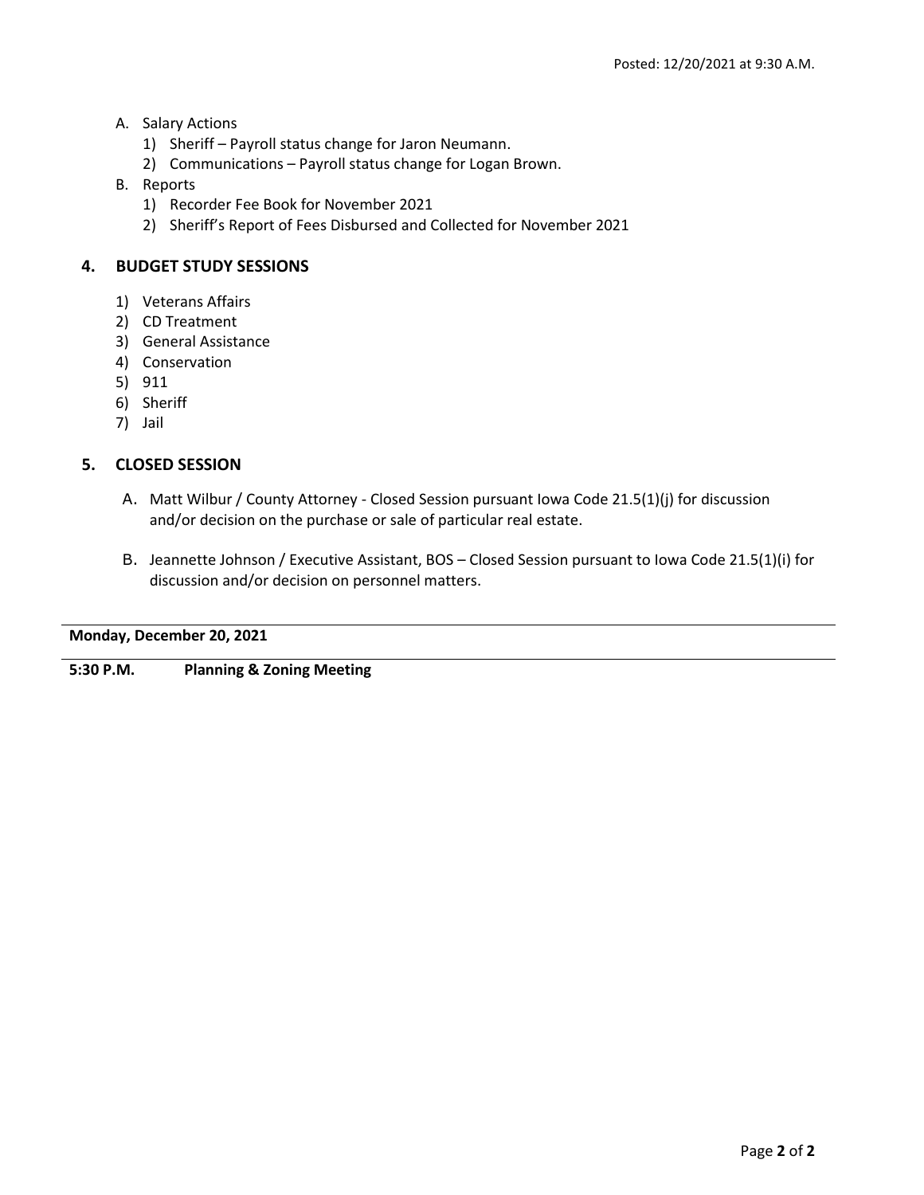Posted: 12/20/2021 at 9:30 A.M.

A. Salary Actions
   1) Sheriff – Payroll status change for Jaron Neumann.
   2) Communications – Payroll status change for Logan Brown.
B. Reports
   1) Recorder Fee Book for November 2021
   2) Sheriff's Report of Fees Disbursed and Collected for November 2021

## 4. BUDGET STUDY SESSIONS

1) Veterans Affairs
2) CD Treatment
3) General Assistance
4) Conservation
5) 911
6) Sheriff
7) Jail

## 5. CLOSED SESSION

A. Matt Wilbur / County Attorney - Closed Session pursuant Iowa Code 21.5(1)(j) for discussion and/or decision on the purchase or sale of particular real estate.

B. Jeannette Johnson / Executive Assistant, BOS – Closed Session pursuant to Iowa Code 21.5(1)(i) for discussion and/or decision on personnel matters.

---

**Monday, December 20, 2021**

---

**5:30 P.M. Planning & Zoning Meeting**